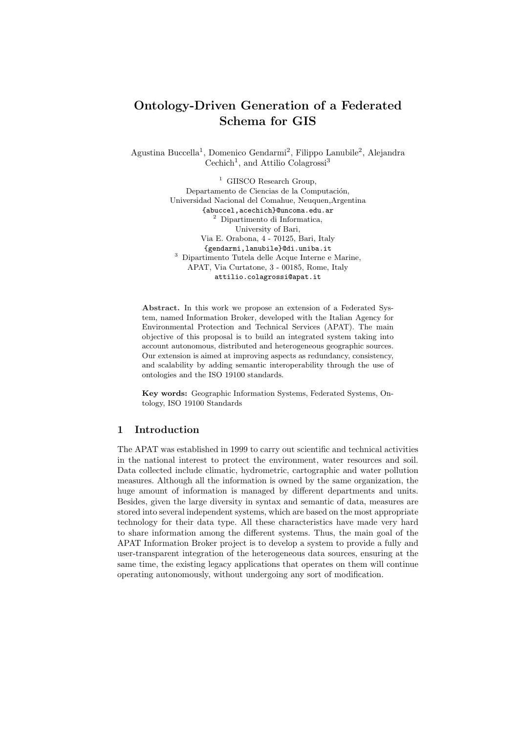# Ontology-Driven Generation of a Federated Schema for GIS

Agustina Buccella[1], Domenico Gendarmi[2], Filippo Lanubile[2], Alejandra Cechich[1], and Attilio Colagrossi[3]

[1] GIISCO Research Group,
Departamento de Ciencias de la Computación,
Universidad Nacional del Comahue, Neuquen,Argentina
{abuccel,acechich}@uncoma.edu.ar

[2] Dipartimento di Informatica,
University of Bari,
Via E. Orabona, 4 - 70125, Bari, Italy
{gendarmi,lanubile}@di.uniba.it

[3] Dipartimento Tutela delle Acque Interne e Marine,
APAT, Via Curtatone, 3 - 00185, Rome, Italy
attilio.colagrossi@apat.it

**Abstract.** In this work we propose an extension of a Federated System, named Information Broker, developed with the Italian Agency for Environmental Protection and Technical Services (APAT). The main objective of this proposal is to build an integrated system taking into account autonomous, distributed and heterogeneous geographic sources. Our extension is aimed at improving aspects as redundancy, consistency, and scalability by adding semantic interoperability through the use of ontologies and the ISO 19100 standards.

**Key words:** Geographic Information Systems, Federated Systems, Ontology, ISO 19100 Standards

## 1 Introduction

The APAT was established in 1999 to carry out scientific and technical activities in the national interest to protect the environment, water resources and soil. Data collected include climatic, hydrometric, cartographic and water pollution measures. Although all the information is owned by the same organization, the huge amount of information is managed by different departments and units. Besides, given the large diversity in syntax and semantic of data, measures are stored into several independent systems, which are based on the most appropriate technology for their data type. All these characteristics have made very hard to share information among the different systems. Thus, the main goal of the APAT Information Broker project is to develop a system to provide a fully and user-transparent integration of the heterogeneous data sources, ensuring at the same time, the existing legacy applications that operates on them will continue operating autonomously, without undergoing any sort of modification.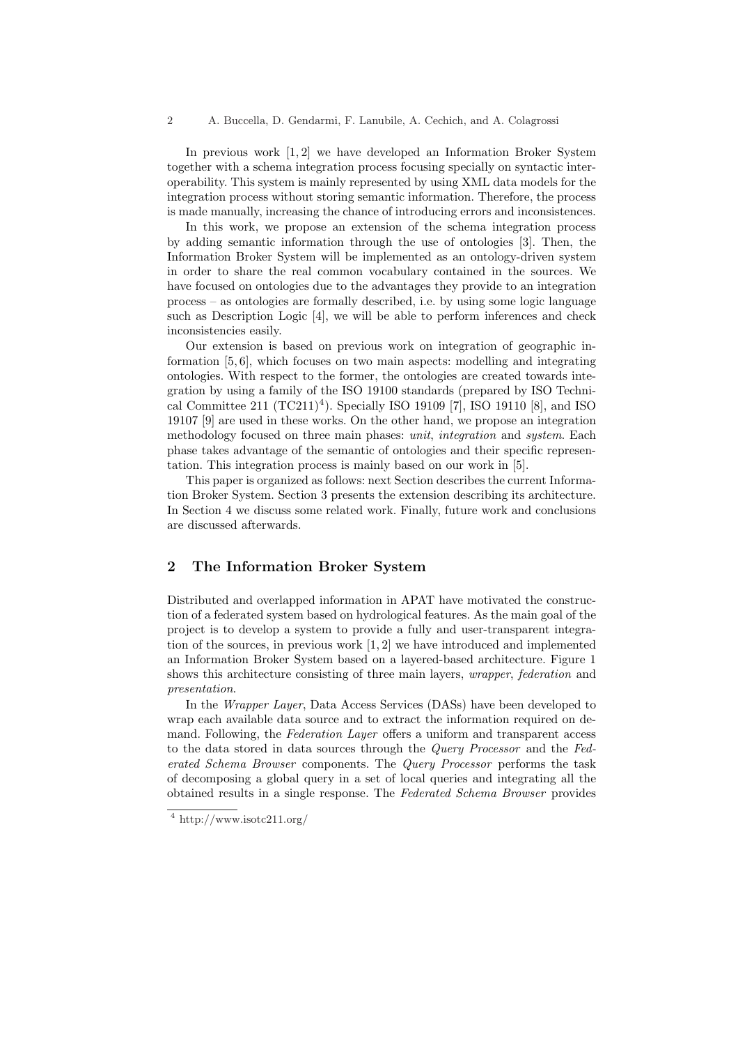In previous work [1, 2] we have developed an Information Broker System together with a schema integration process focusing specially on syntactic interoperability. This system is mainly represented by using XML data models for the integration process without storing semantic information. Therefore, the process is made manually, increasing the chance of introducing errors and inconsistences.

In this work, we propose an extension of the schema integration process by adding semantic information through the use of ontologies [3]. Then, the Information Broker System will be implemented as an ontology-driven system in order to share the real common vocabulary contained in the sources. We have focused on ontologies due to the advantages they provide to an integration process – as ontologies are formally described, i.e. by using some logic language such as Description Logic [4], we will be able to perform inferences and check inconsistencies easily.

Our extension is based on previous work on integration of geographic information [5, 6], which focuses on two main aspects: modelling and integrating ontologies. With respect to the former, the ontologies are created towards integration by using a family of the ISO 19100 standards (prepared by ISO Technical Committee 211 (TC211)[4]). Specially ISO 19109 [7], ISO 19110 [8], and ISO 19107 [9] are used in these works. On the other hand, we propose an integration methodology focused on three main phases: *unit*, *integration* and *system*. Each phase takes advantage of the semantic of ontologies and their specific representation. This integration process is mainly based on our work in [5].

This paper is organized as follows: next Section describes the current Information Broker System. Section 3 presents the extension describing its architecture. In Section 4 we discuss some related work. Finally, future work and conclusions are discussed afterwards.

## 2 The Information Broker System

Distributed and overlapped information in APAT have motivated the construction of a federated system based on hydrological features. As the main goal of the project is to develop a system to provide a fully and user-transparent integration of the sources, in previous work [1, 2] we have introduced and implemented an Information Broker System based on a layered-based architecture. Figure 1 shows this architecture consisting of three main layers, *wrapper*, *federation* and *presentation*.

In the *Wrapper Layer*, Data Access Services (DASs) have been developed to wrap each available data source and to extract the information required on demand. Following, the *Federation Layer* offers a uniform and transparent access to the data stored in data sources through the *Query Processor* and the *Federated Schema Browser* components. The *Query Processor* performs the task of decomposing a global query in a set of local queries and integrating all the obtained results in a single response. The *Federated Schema Browser* provides

[4] http://www.isotc211.org/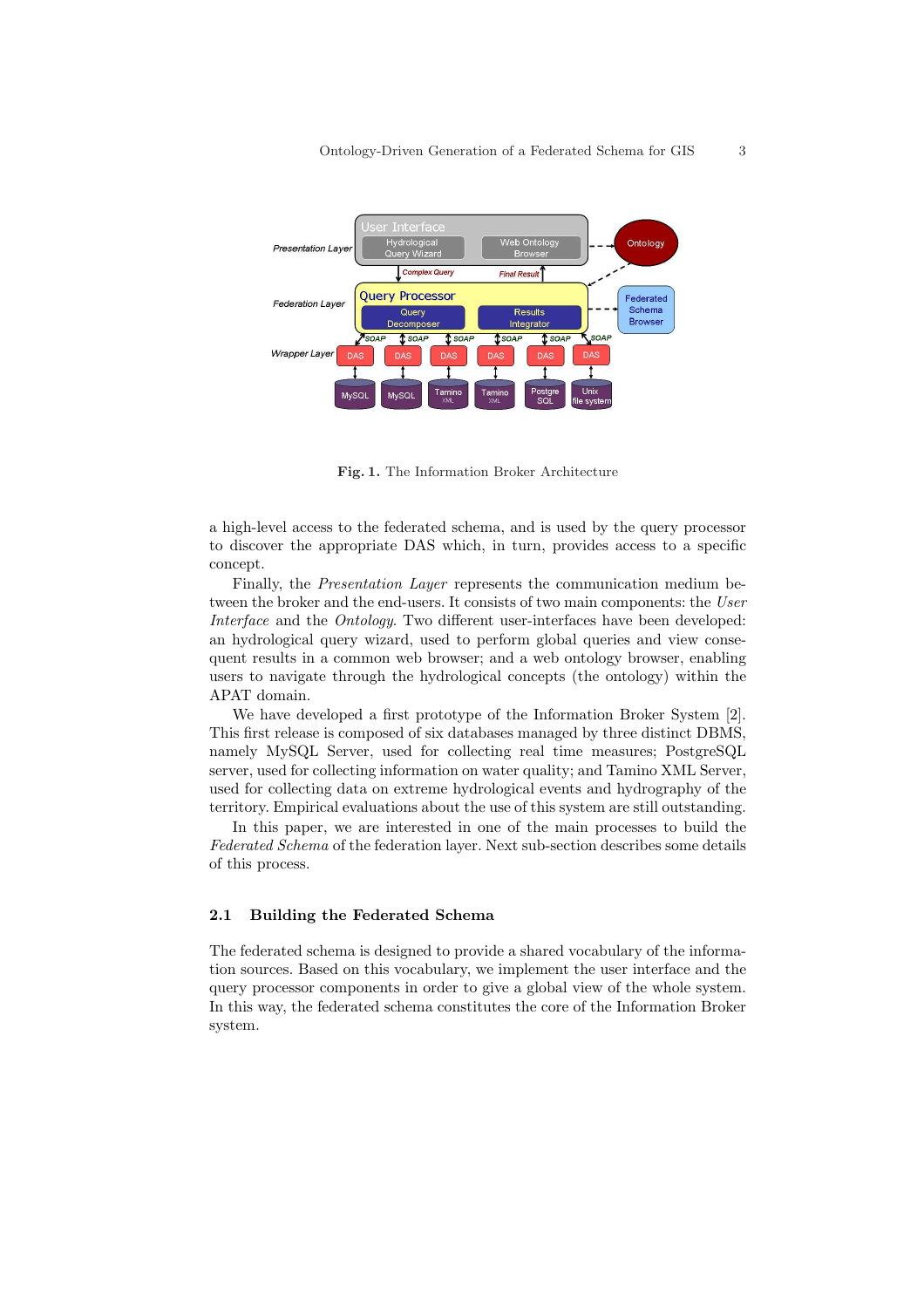**Fig. 1.** The Information Broker Architecture

a high-level access to the federated schema, and is used by the query processor to discover the appropriate DAS which, in turn, provides access to a specific concept.

Finally, the *Presentation Layer* represents the communication medium between the broker and the end-users. It consists of two main components: the *User Interface* and the *Ontology*. Two different user-interfaces have been developed: an hydrological query wizard, used to perform global queries and view consequent results in a common web browser; and a web ontology browser, enabling users to navigate through the hydrological concepts (the ontology) within the APAT domain.

We have developed a first prototype of the Information Broker System [2]. This first release is composed of six databases managed by three distinct DBMS, namely MySQL Server, used for collecting real time measures; PostgreSQL server, used for collecting information on water quality; and Tamino XML Server, used for collecting data on extreme hydrological events and hydrography of the territory. Empirical evaluations about the use of this system are still outstanding.

In this paper, we are interested in one of the main processes to build the *Federated Schema* of the federation layer. Next sub-section describes some details of this process.

### 2.1 Building the Federated Schema

The federated schema is designed to provide a shared vocabulary of the information sources. Based on this vocabulary, we implement the user interface and the query processor components in order to give a global view of the whole system. In this way, the federated schema constitutes the core of the Information Broker system.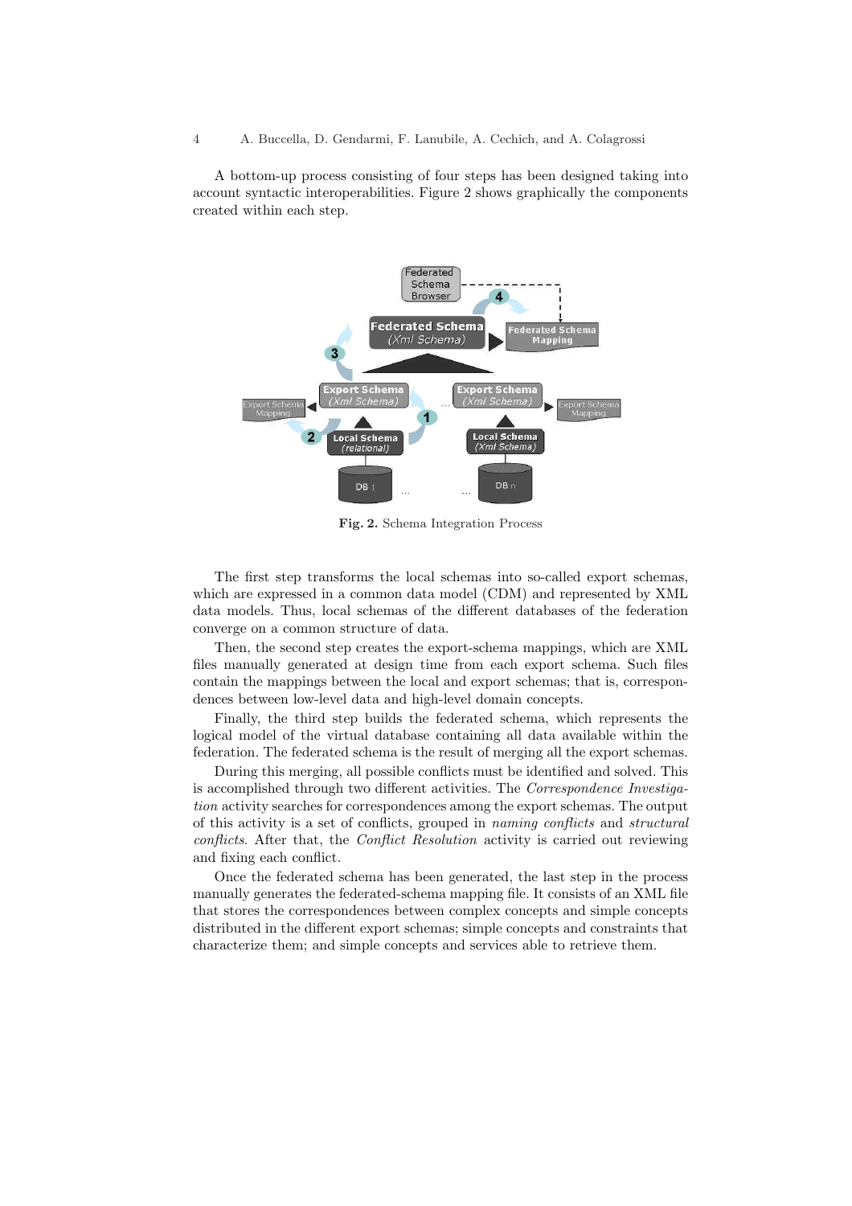A bottom-up process consisting of four steps has been designed taking into account syntactic interoperabilities. Figure 2 shows graphically the components created within each step.

**Fig. 2.** Schema Integration Process

The first step transforms the local schemas into so-called export schemas, which are expressed in a common data model (CDM) and represented by XML data models. Thus, local schemas of the different databases of the federation converge on a common structure of data.

Then, the second step creates the export-schema mappings, which are XML files manually generated at design time from each export schema. Such files contain the mappings between the local and export schemas; that is, correspondences between low-level data and high-level domain concepts.

Finally, the third step builds the federated schema, which represents the logical model of the virtual database containing all data available within the federation. The federated schema is the result of merging all the export schemas.

During this merging, all possible conflicts must be identified and solved. This is accomplished through two different activities. The *Correspondence Investigation* activity searches for correspondences among the export schemas. The output of this activity is a set of conflicts, grouped in *naming conflicts* and *structural conflicts*. After that, the *Conflict Resolution* activity is carried out reviewing and fixing each conflict.

Once the federated schema has been generated, the last step in the process manually generates the federated-schema mapping file. It consists of an XML file that stores the correspondences between complex concepts and simple concepts distributed in the different export schemas; simple concepts and constraints that characterize them; and simple concepts and services able to retrieve them.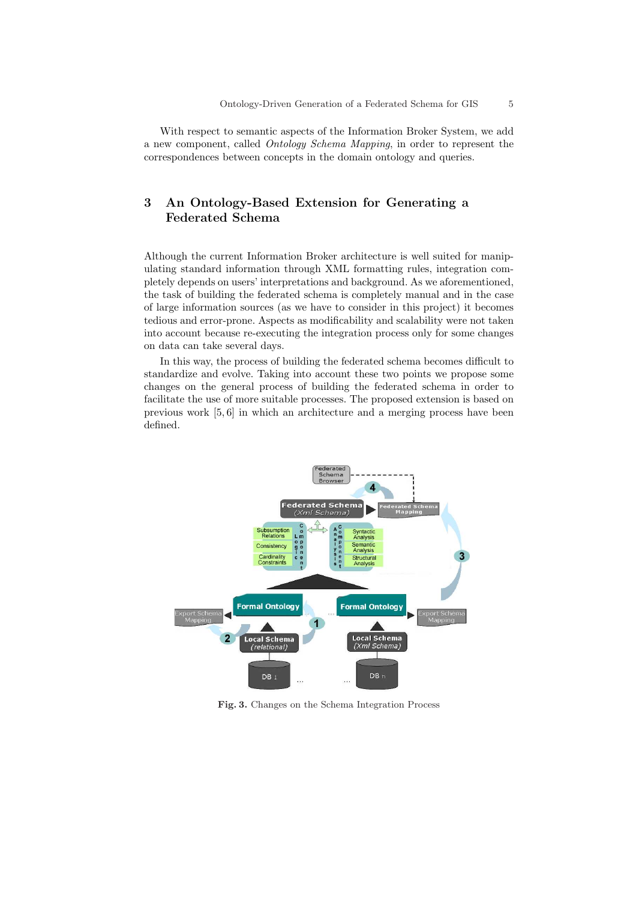With respect to semantic aspects of the Information Broker System, we add a new component, called *Ontology Schema Mapping*, in order to represent the correspondences between concepts in the domain ontology and queries.

## 3 An Ontology-Based Extension for Generating a Federated Schema

Although the current Information Broker architecture is well suited for manipulating standard information through XML formatting rules, integration completely depends on users' interpretations and background. As we aforementioned, the task of building the federated schema is completely manual and in the case of large information sources (as we have to consider in this project) it becomes tedious and error-prone. Aspects as modificability and scalability were not taken into account because re-executing the integration process only for some changes on data can take several days.

In this way, the process of building the federated schema becomes difficult to standardize and evolve. Taking into account these two points we propose some changes on the general process of building the federated schema in order to facilitate the use of more suitable processes. The proposed extension is based on previous work [5, 6] in which an architecture and a merging process have been defined.

**Fig. 3.** Changes on the Schema Integration Process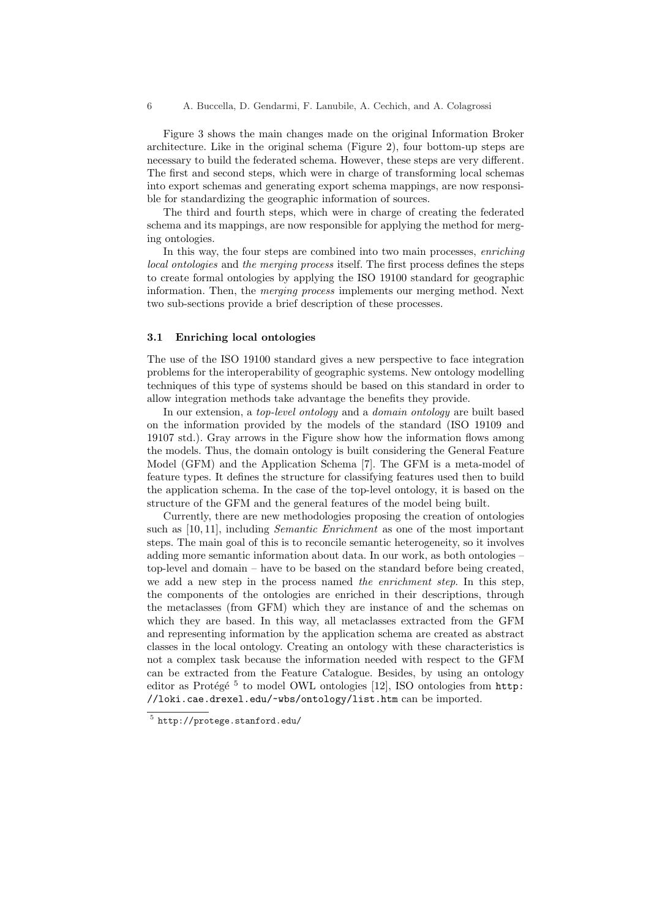Figure 3 shows the main changes made on the original Information Broker architecture. Like in the original schema (Figure 2), four bottom-up steps are necessary to build the federated schema. However, these steps are very different. The first and second steps, which were in charge of transforming local schemas into export schemas and generating export schema mappings, are now responsible for standardizing the geographic information of sources.

The third and fourth steps, which were in charge of creating the federated schema and its mappings, are now responsible for applying the method for merging ontologies.

In this way, the four steps are combined into two main processes, *enriching local ontologies* and *the merging process* itself. The first process defines the steps to create formal ontologies by applying the ISO 19100 standard for geographic information. Then, the *merging process* implements our merging method. Next two sub-sections provide a brief description of these processes.

### 3.1 Enriching local ontologies

The use of the ISO 19100 standard gives a new perspective to face integration problems for the interoperability of geographic systems. New ontology modelling techniques of this type of systems should be based on this standard in order to allow integration methods take advantage the benefits they provide.

In our extension, a *top-level ontology* and a *domain ontology* are built based on the information provided by the models of the standard (ISO 19109 and 19107 std.). Gray arrows in the Figure show how the information flows among the models. Thus, the domain ontology is built considering the General Feature Model (GFM) and the Application Schema [7]. The GFM is a meta-model of feature types. It defines the structure for classifying features used then to build the application schema. In the case of the top-level ontology, it is based on the structure of the GFM and the general features of the model being built.

Currently, there are new methodologies proposing the creation of ontologies such as [10, 11], including *Semantic Enrichment* as one of the most important steps. The main goal of this is to reconcile semantic heterogeneity, so it involves adding more semantic information about data. In our work, as both ontologies – top-level and domain – have to be based on the standard before being created, we add a new step in the process named *the enrichment step*. In this step, the components of the ontologies are enriched in their descriptions, through the metaclasses (from GFM) which they are instance of and the schemas on which they are based. In this way, all metaclasses extracted from the GFM and representing information by the application schema are created as abstract classes in the local ontology. Creating an ontology with these characteristics is not a complex task because the information needed with respect to the GFM can be extracted from the Feature Catalogue. Besides, by using an ontology editor as Protégé [5] to model OWL ontologies [12], ISO ontologies from `http://loki.cae.drexel.edu/~wbs/ontology/list.htm` can be imported.

[5] `http://protege.stanford.edu/`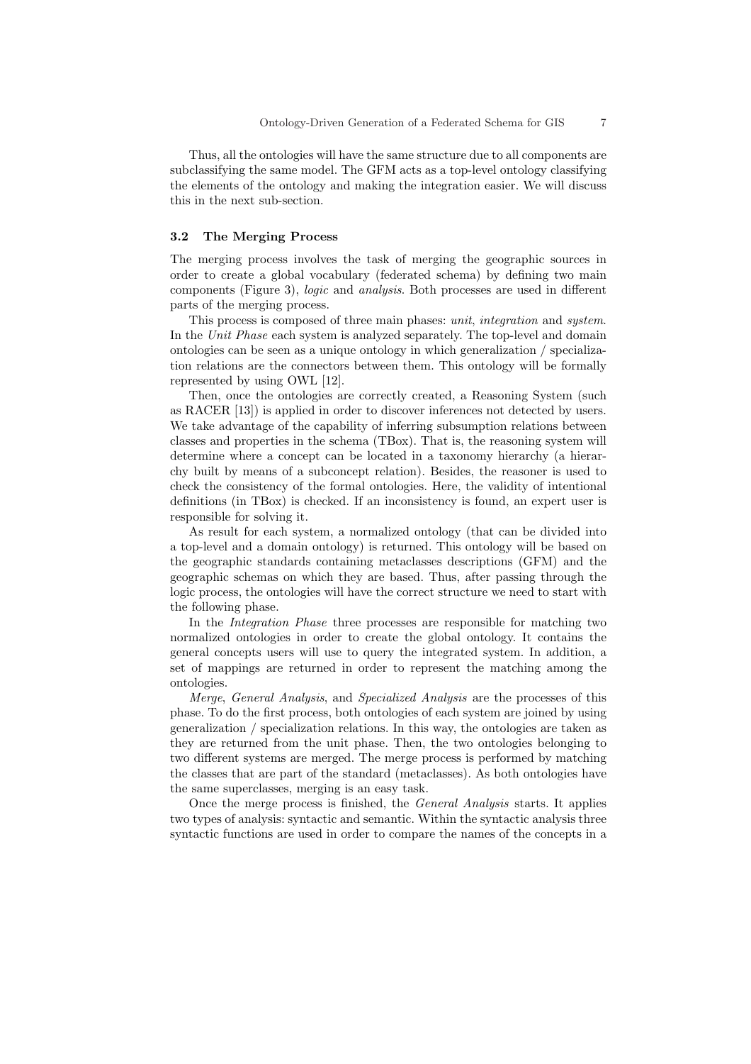Thus, all the ontologies will have the same structure due to all components are subclassifying the same model. The GFM acts as a top-level ontology classifying the elements of the ontology and making the integration easier. We will discuss this in the next sub-section.

### 3.2 The Merging Process

The merging process involves the task of merging the geographic sources in order to create a global vocabulary (federated schema) by defining two main components (Figure 3), *logic* and *analysis*. Both processes are used in different parts of the merging process.

This process is composed of three main phases: *unit*, *integration* and *system*. In the *Unit Phase* each system is analyzed separately. The top-level and domain ontologies can be seen as a unique ontology in which generalization / specialization relations are the connectors between them. This ontology will be formally represented by using OWL [12].

Then, once the ontologies are correctly created, a Reasoning System (such as RACER [13]) is applied in order to discover inferences not detected by users. We take advantage of the capability of inferring subsumption relations between classes and properties in the schema (TBox). That is, the reasoning system will determine where a concept can be located in a taxonomy hierarchy (a hierarchy built by means of a subconcept relation). Besides, the reasoner is used to check the consistency of the formal ontologies. Here, the validity of intentional definitions (in TBox) is checked. If an inconsistency is found, an expert user is responsible for solving it.

As result for each system, a normalized ontology (that can be divided into a top-level and a domain ontology) is returned. This ontology will be based on the geographic standards containing metaclasses descriptions (GFM) and the geographic schemas on which they are based. Thus, after passing through the logic process, the ontologies will have the correct structure we need to start with the following phase.

In the *Integration Phase* three processes are responsible for matching two normalized ontologies in order to create the global ontology. It contains the general concepts users will use to query the integrated system. In addition, a set of mappings are returned in order to represent the matching among the ontologies.

*Merge*, *General Analysis*, and *Specialized Analysis* are the processes of this phase. To do the first process, both ontologies of each system are joined by using generalization / specialization relations. In this way, the ontologies are taken as they are returned from the unit phase. Then, the two ontologies belonging to two different systems are merged. The merge process is performed by matching the classes that are part of the standard (metaclasses). As both ontologies have the same superclasses, merging is an easy task.

Once the merge process is finished, the *General Analysis* starts. It applies two types of analysis: syntactic and semantic. Within the syntactic analysis three syntactic functions are used in order to compare the names of the concepts in a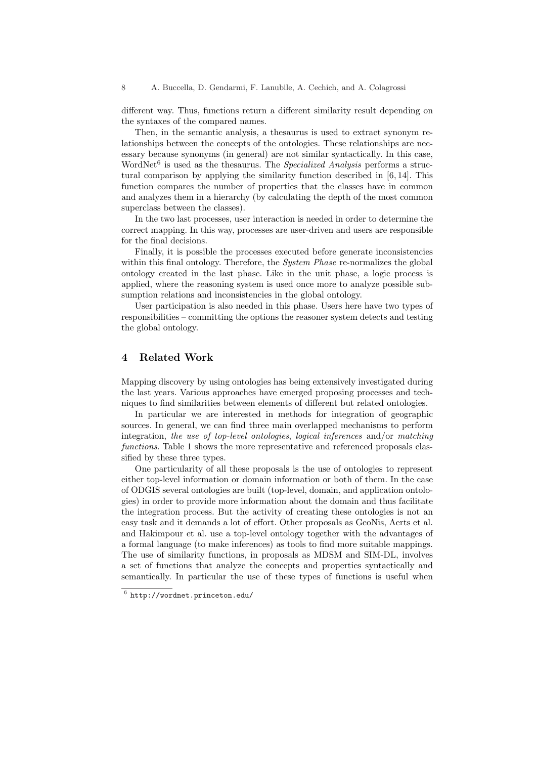different way. Thus, functions return a different similarity result depending on the syntaxes of the compared names.

Then, in the semantic analysis, a thesaurus is used to extract synonym relationships between the concepts of the ontologies. These relationships are necessary because synonyms (in general) are not similar syntactically. In this case, WordNet[6] is used as the thesaurus. The *Specialized Analysis* performs a structural comparison by applying the similarity function described in [6, 14]. This function compares the number of properties that the classes have in common and analyzes them in a hierarchy (by calculating the depth of the most common superclass between the classes).

In the two last processes, user interaction is needed in order to determine the correct mapping. In this way, processes are user-driven and users are responsible for the final decisions.

Finally, it is possible the processes executed before generate inconsistencies within this final ontology. Therefore, the *System Phase* re-normalizes the global ontology created in the last phase. Like in the unit phase, a logic process is applied, where the reasoning system is used once more to analyze possible subsumption relations and inconsistencies in the global ontology.

User participation is also needed in this phase. Users here have two types of responsibilities – committing the options the reasoner system detects and testing the global ontology.

## 4 Related Work

Mapping discovery by using ontologies has being extensively investigated during the last years. Various approaches have emerged proposing processes and techniques to find similarities between elements of different but related ontologies.

In particular we are interested in methods for integration of geographic sources. In general, we can find three main overlapped mechanisms to perform integration, *the use of top-level ontologies*, *logical inferences* and/or *matching functions*. Table 1 shows the more representative and referenced proposals classified by these three types.

One particularity of all these proposals is the use of ontologies to represent either top-level information or domain information or both of them. In the case of ODGIS several ontologies are built (top-level, domain, and application ontologies) in order to provide more information about the domain and thus facilitate the integration process. But the activity of creating these ontologies is not an easy task and it demands a lot of effort. Other proposals as GeoNis, Aerts et al. and Hakimpour et al. use a top-level ontology together with the advantages of a formal language (to make inferences) as tools to find more suitable mappings. The use of similarity functions, in proposals as MDSM and SIM-DL, involves a set of functions that analyze the concepts and properties syntactically and semantically. In particular the use of these types of functions is useful when

[6] `http://wordnet.princeton.edu/`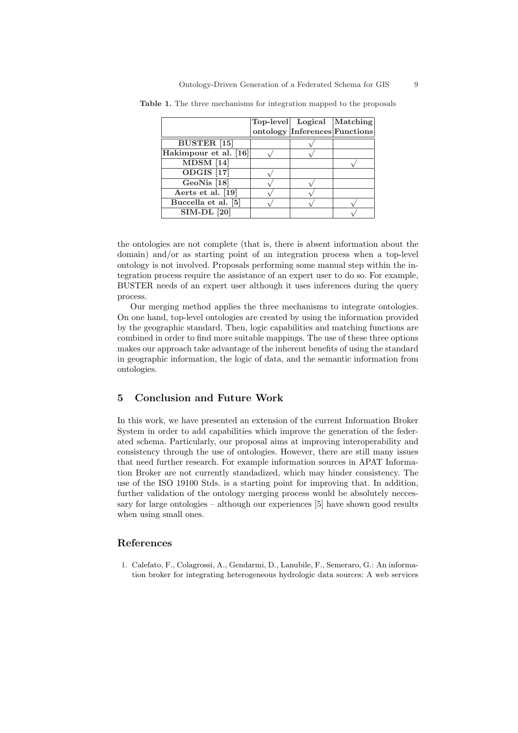**Table 1.** The three mechanisms for integration mapped to the proposals

| | Top-level ontology | Logical Inferences | Matching Functions |
|---|---|---|---|
| **BUSTER [15]** | | √ | |
| **Hakimpour et al. [16]** | √ | √ | |
| **MDSM [14]** | | | √ |
| **ODGIS [17]** | √ | | |
| **GeoNis [18]** | √ | √ | |
| **Aerts et al. [19]** | √ | √ | |
| **Buccella et al. [5]** | √ | √ | √ |
| **SIM-DL [20]** | | | √ |

the ontologies are not complete (that is, there is absent information about the domain) and/or as starting point of an integration process when a top-level ontology is not involved. Proposals performing some manual step within the integration process require the assistance of an expert user to do so. For example, BUSTER needs of an expert user although it uses inferences during the query process.

Our merging method applies the three mechanisms to integrate ontologies. On one hand, top-level ontologies are created by using the information provided by the geographic standard. Then, logic capabilities and matching functions are combined in order to find more suitable mappings. The use of these three options makes our approach take advantage of the inherent benefits of using the standard in geographic information, the logic of data, and the semantic information from ontologies.

## 5 Conclusion and Future Work

In this work, we have presented an extension of the current Information Broker System in order to add capabilities which improve the generation of the federated schema. Particularly, our proposal aims at improving interoperability and consistency through the use of ontologies. However, there are still many issues that need further research. For example information sources in APAT Information Broker are not currently standadized, which may hinder consistency. The use of the ISO 19100 Stds. is a starting point for improving that. In addition, further validation of the ontology merging process would be absolutely neccessary for large ontologies – although our experiences [5] have shown good results when using small ones.

## References

1. Calefato, F., Colagrossi, A., Gendarmi, D., Lanubile, F., Semeraro, G.: An information broker for integrating heterogeneous hydrologic data sources: A web services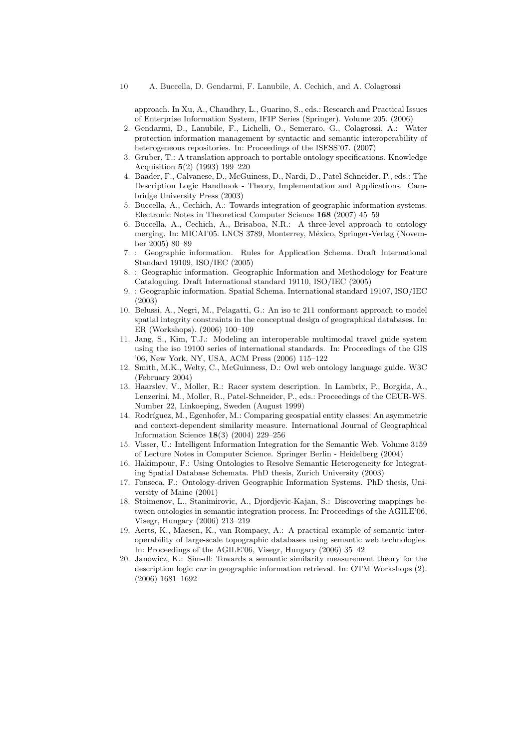approach. In Xu, A., Chaudhry, L., Guarino, S., eds.: Research and Practical Issues of Enterprise Information System, IFIP Series (Springer). Volume 205. (2006)

2. Gendarmi, D., Lanubile, F., Lichelli, O., Semeraro, G., Colagrossi, A.: Water protection information management by syntactic and semantic interoperability of heterogeneous repositories. In: Proceedings of the ISESS'07. (2007)
3. Gruber, T.: A translation approach to portable ontology specifications. Knowledge Acquisition **5**(2) (1993) 199–220
4. Baader, F., Calvanese, D., McGuiness, D., Nardi, D., Patel-Schneider, P., eds.: The Description Logic Handbook - Theory, Implementation and Applications. Cambridge University Press (2003)
5. Buccella, A., Cechich, A.: Towards integration of geographic information systems. Electronic Notes in Theoretical Computer Science **168** (2007) 45–59
6. Buccella, A., Cechich, A., Brisaboa, N.R.: A three-level approach to ontology merging. In: MICAI'05. LNCS 3789, Monterrey, México, Springer-Verlag (November 2005) 80–89
7. : Geographic information. Rules for Application Schema. Draft International Standard 19109, ISO/IEC (2005)
8. : Geographic information. Geographic Information and Methodology for Feature Cataloguing. Draft International standard 19110, ISO/IEC (2005)
9. : Geographic information. Spatial Schema. International standard 19107, ISO/IEC (2003)
10. Belussi, A., Negri, M., Pelagatti, G.: An iso tc 211 conformant approach to model spatial integrity constraints in the conceptual design of geographical databases. In: ER (Workshops). (2006) 100–109
11. Jang, S., Kim, T.J.: Modeling an interoperable multimodal travel guide system using the iso 19100 series of international standards. In: Proceedings of the GIS '06, New York, NY, USA, ACM Press (2006) 115–122
12. Smith, M.K., Welty, C., McGuinness, D.: Owl web ontology language guide. W3C (February 2004)
13. Haarslev, V., Moller, R.: Racer system description. In Lambrix, P., Borgida, A., Lenzerini, M., Moller, R., Patel-Schneider, P., eds.: Proceedings of the CEUR-WS. Number 22, Linkoeping, Sweden (August 1999)
14. Rodríguez, M., Egenhofer, M.: Comparing geospatial entity classes: An asymmetric and context-dependent similarity measure. International Journal of Geographical Information Science **18**(3) (2004) 229–256
15. Visser, U.: Intelligent Information Integration for the Semantic Web. Volume 3159 of Lecture Notes in Computer Science. Springer Berlin - Heidelberg (2004)
16. Hakimpour, F.: Using Ontologies to Resolve Semantic Heterogeneity for Integrating Spatial Database Schemata. PhD thesis, Zurich University (2003)
17. Fonseca, F.: Ontology-driven Geographic Information Systems. PhD thesis, University of Maine (2001)
18. Stoimenov, L., Stanimirovic, A., Djordjevic-Kajan, S.: Discovering mappings between ontologies in semantic integration process. In: Proceedings of the AGILE'06, Visegr, Hungary (2006) 213–219
19. Aerts, K., Maesen, K., van Rompaey, A.: A practical example of semantic interoperability of large-scale topographic databases using semantic web technologies. In: Proceedings of the AGILE'06, Visegr, Hungary (2006) 35–42
20. Janowicz, K.: Sim-dl: Towards a semantic similarity measurement theory for the description logic *cnr* in geographic information retrieval. In: OTM Workshops (2). (2006) 1681–1692